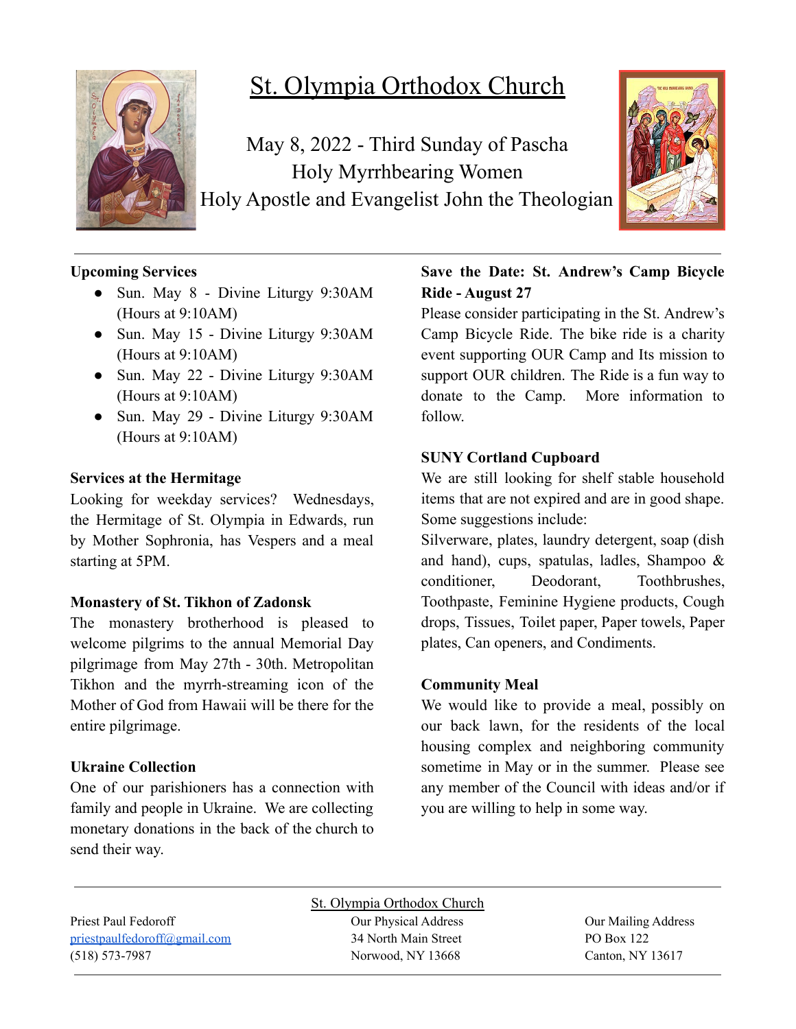# St. Olympia Orthodox Church

May 8, 2022 - Third Sunday of Pascha
Holy Myrrhbearing Women
Holy Apostle and Evangelist John the Theologian

**Upcoming Services**

- Sun. May 8 - Divine Liturgy 9:30AM (Hours at 9:10AM)
- Sun. May 15 - Divine Liturgy 9:30AM (Hours at 9:10AM)
- Sun. May 22 - Divine Liturgy 9:30AM (Hours at 9:10AM)
- Sun. May 29 - Divine Liturgy 9:30AM (Hours at 9:10AM)

**Services at the Hermitage**

Looking for weekday services? Wednesdays, the Hermitage of St. Olympia in Edwards, run by Mother Sophronia, has Vespers and a meal starting at 5PM.

**Monastery of St. Tikhon of Zadonsk**

The monastery brotherhood is pleased to welcome pilgrims to the annual Memorial Day pilgrimage from May 27th - 30th. Metropolitan Tikhon and the myrrh-streaming icon of the Mother of God from Hawaii will be there for the entire pilgrimage.

**Ukraine Collection**

One of our parishioners has a connection with family and people in Ukraine. We are collecting monetary donations in the back of the church to send their way.

**Save the Date: St. Andrew's Camp Bicycle Ride - August 27**

Please consider participating in the St. Andrew's Camp Bicycle Ride. The bike ride is a charity event supporting OUR Camp and Its mission to support OUR children. The Ride is a fun way to donate to the Camp. More information to follow.

**SUNY Cortland Cupboard**

We are still looking for shelf stable household items that are not expired and are in good shape. Some suggestions include:
Silverware, plates, laundry detergent, soap (dish and hand), cups, spatulas, ladles, Shampoo & conditioner, Deodorant, Toothbrushes, Toothpaste, Feminine Hygiene products, Cough drops, Tissues, Toilet paper, Paper towels, Paper plates, Can openers, and Condiments.

**Community Meal**

We would like to provide a meal, possibly on our back lawn, for the residents of the local housing complex and neighboring community sometime in May or in the summer. Please see any member of the Council with ideas and/or if you are willing to help in some way.

St. Olympia Orthodox Church

Priest Paul Fedoroff
priestpaulfedoroff@gmail.com
(518) 573-7987

Our Physical Address
34 North Main Street
Norwood, NY 13668

Our Mailing Address
PO Box 122
Canton, NY 13617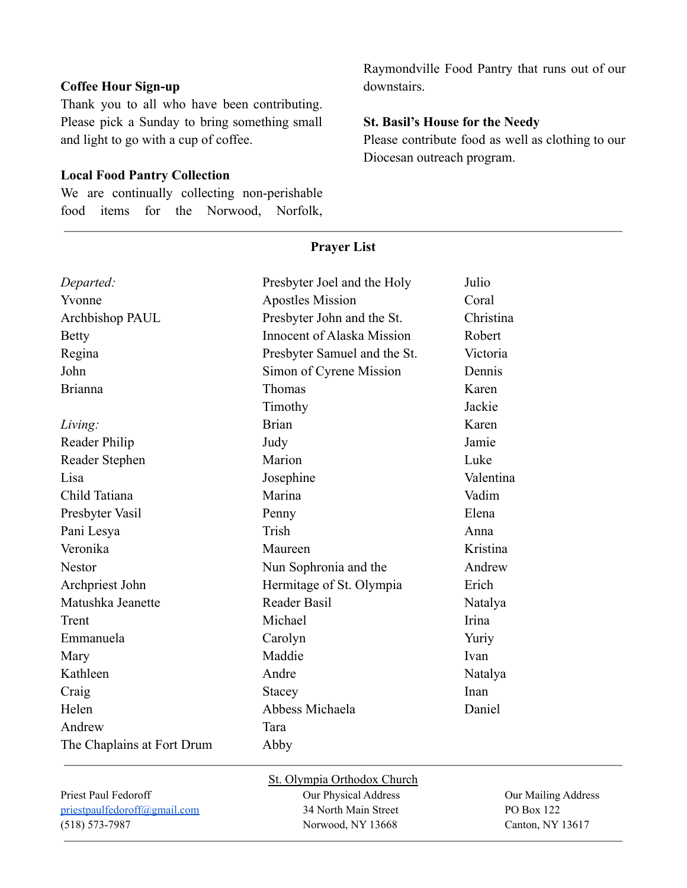**Coffee Hour Sign-up**

Thank you to all who have been contributing. Please pick a Sunday to bring something small and light to go with a cup of coffee.

**Local Food Pantry Collection**

We are continually collecting non-perishable food items for the Norwood, Norfolk, Raymondville Food Pantry that runs out of our downstairs.

**St. Basil's House for the Needy**

Please contribute food as well as clothing to our Diocesan outreach program.

---

## Prayer List

*Departed:*
Yvonne
Archbishop PAUL
Betty
Regina
John
Brianna

*Living:*
Reader Philip
Reader Stephen
Lisa
Child Tatiana
Presbyter Vasil
Pani Lesya
Veronika
Nestor
Archpriest John
Matushka Jeanette
Trent
Emmanuela
Mary
Kathleen
Craig
Helen
Andrew
The Chaplains at Fort Drum
Presbyter Joel and the Holy Apostles Mission
Presbyter John and the St. Innocent of Alaska Mission
Presbyter Samuel and the St. Simon of Cyrene Mission
Thomas
Timothy
Brian
Judy
Marion
Josephine
Marina
Penny
Trish
Maureen
Nun Sophronia and the Hermitage of St. Olympia
Reader Basil
Michael
Carolyn
Maddie
Andre
Stacey
Abbess Michaela
Tara
Abby
Julio
Coral
Christina
Robert
Victoria
Dennis
Karen
Jackie
Karen
Jamie
Luke
Valentina
Vadim
Elena
Anna
Kristina
Andrew
Erich
Natalya
Irina
Yuriy
Ivan
Natalya
Inan
Daniel

---

St. Olympia Orthodox Church

Priest Paul Fedoroff
priestpaulfedoroff@gmail.com
(518) 573-7987

Our Physical Address
34 North Main Street
Norwood, NY 13668

Our Mailing Address
PO Box 122
Canton, NY 13617